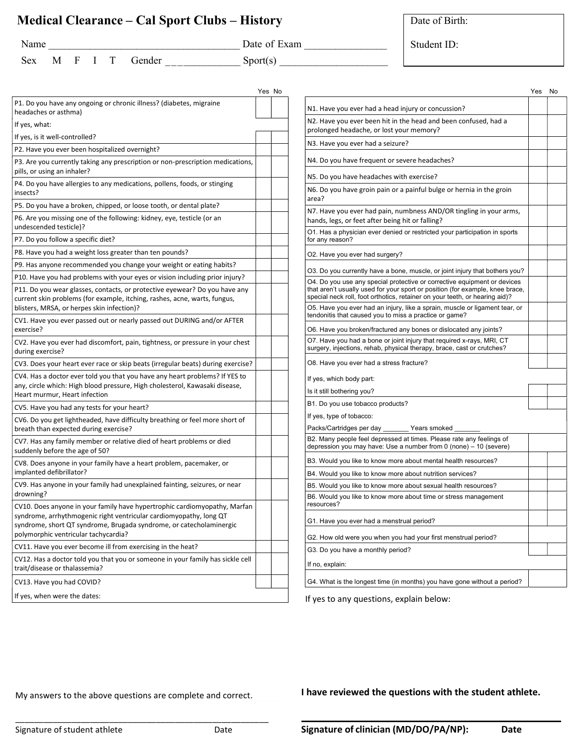# Medical Clearance – Cal Sport Clubs – History

Name ___________________________________ Date of Exam _______________

Sex M F I T Gender _____________ Sport(s) ____________________

Date of Birth:

Student ID:

| | Yes | No |
|---|---|---|
| P1. Do you have any ongoing or chronic illness? (diabetes, migraine headaches or asthma) | | |
| If yes, what: | | |
| If yes, is it well-controlled? | | |
| P2. Have you ever been hospitalized overnight? | | |
| P3. Are you currently taking any prescription or non-prescription medications, pills, or using an inhaler? | | |
| P4. Do you have allergies to any medications, pollens, foods, or stinging insects? | | |
| P5. Do you have a broken, chipped, or loose tooth, or dental plate? | | |
| P6. Are you missing one of the following: kidney, eye, testicle (or an undescended testicle)? | | |
| P7. Do you follow a specific diet? | | |
| P8. Have you had a weight loss greater than ten pounds? | | |
| P9. Has anyone recommended you change your weight or eating habits? | | |
| P10. Have you had problems with your eyes or vision including prior injury? | | |
| P11. Do you wear glasses, contacts, or protective eyewear? Do you have any current skin problems (for example, itching, rashes, acne, warts, fungus, blisters, MRSA, or herpes skin infection)? | | |
| CV1. Have you ever passed out or nearly passed out DURING and/or AFTER exercise? | | |
| CV2. Have you ever had discomfort, pain, tightness, or pressure in your chest during exercise? | | |
| CV3. Does your heart ever race or skip beats (irregular beats) during exercise? | | |
| CV4. Has a doctor ever told you that you have any heart problems? If YES to any, circle which: High blood pressure, High cholesterol, Kawasaki disease, Heart murmur, Heart infection | | |
| CV5. Have you had any tests for your heart? | | |
| CV6. Do you get lightheaded, have difficulty breathing or feel more short of breath than expected during exercise? | | |
| CV7. Has any family member or relative died of heart problems or died suddenly before the age of 50? | | |
| CV8. Does anyone in your family have a heart problem, pacemaker, or implanted defibrillator? | | |
| CV9. Has anyone in your family had unexplained fainting, seizures, or near drowning? | | |
| CV10. Does anyone in your family have hypertrophic cardiomyopathy, Marfan syndrome, arrhythmogenic right ventricular cardiomyopathy, long QT syndrome, short QT syndrome, Brugada syndrome, or catecholaminergic polymorphic ventricular tachycardia? | | |
| CV11. Have you ever become ill from exercising in the heat? | | |
| CV12. Has a doctor told you that you or someone in your family has sickle cell trait/disease or thalassemia? | | |
| CV13. Have you had COVID? | | |
| If yes, when were the dates: | | |

| | Yes | No |
|---|---|---|
| N1. Have you ever had a head injury or concussion? | | |
| N2. Have you ever been hit in the head and been confused, had a prolonged headache, or lost your memory? | | |
| N3. Have you ever had a seizure? | | |
| N4. Do you have frequent or severe headaches? | | |
| N5. Do you have headaches with exercise? | | |
| N6. Do you have groin pain or a painful bulge or hernia in the groin area? | | |
| N7. Have you ever had pain, numbness AND/OR tingling in your arms, hands, legs, or feet after being hit or falling? | | |
| O1. Has a physician ever denied or restricted your participation in sports for any reason? | | |
| O2. Have you ever had surgery? | | |
| O3. Do you currently have a bone, muscle, or joint injury that bothers you? | | |
| O4. Do you use any special protective or corrective equipment or devices that aren't usually used for your sport or position (for example, knee brace, special neck roll, foot orthotics, retainer on your teeth, or hearing aid)? | | |
| O5. Have you ever had an injury, like a sprain, muscle or ligament tear, or tendonitis that caused you to miss a practice or game? | | |
| O6. Have you broken/fractured any bones or dislocated any joints? | | |
| O7. Have you had a bone or joint injury that required x-rays, MRI, CT surgery, injections, rehab, physical therapy, brace, cast or crutches? | | |
| O8. Have you ever had a stress fracture? | | |
| If yes, which body part: | | |
| Is it still bothering you? | | |
| B1. Do you use tobacco products? | | |
| If yes, type of tobacco: | | |
| Packs/Cartridges per day _______ Years smoked _______ | | |
| B2. Many people feel depressed at times. Please rate any feelings of depression you may have: Use a number from 0 (none) – 10 (severe) | | |
| B3. Would you like to know more about mental health resources? | | |
| B4. Would you like to know more about nutrition services? | | |
| B5. Would you like to know more about sexual health resources? | | |
| B6. Would you like to know more about time or stress management resources? | | |
| G1. Have you ever had a menstrual period? | | |
| G2. How old were you when you had your first menstrual period? | | |
| G3. Do you have a monthly period? | | |
| If no, explain: | | |
| G4. What is the longest time (in months) you have gone without a period? | | |

If yes to any questions, explain below:

My answers to the above questions are complete and correct.

_____________________________________________________

Signature of student athlete Date

**I have reviewed the questions with the student athlete.**

_____________________________________________________

**Signature of clinician (MD/DO/PA/NP): Date**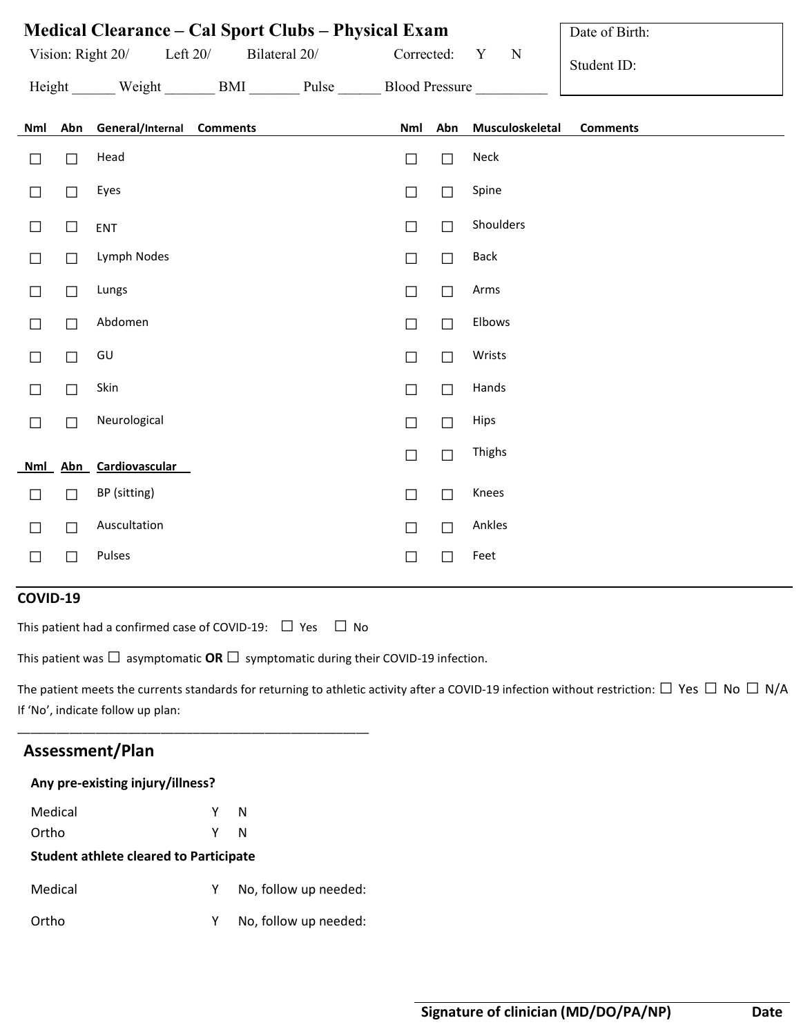# Medical Clearance – Cal Sport Clubs – Physical Exam

Date of Birth:

Student ID:

Vision: Right 20/ Left 20/ Bilateral 20/ Corrected: Y N

Height ______ Weight _______ BMI _______ Pulse ______ Blood Pressure __________

| Nml | Abn | General/Internal | Comments | Nml | Abn | Musculoskeletal | Comments |
|---|---|---|---|---|---|---|---|
| ☐ | ☐ | Head | | ☐ | ☐ | Neck | |
| ☐ | ☐ | Eyes | | ☐ | ☐ | Spine | |
| ☐ | ☐ | ENT | | ☐ | ☐ | Shoulders | |
| ☐ | ☐ | Lymph Nodes | | ☐ | ☐ | Back | |
| ☐ | ☐ | Lungs | | ☐ | ☐ | Arms | |
| ☐ | ☐ | Abdomen | | ☐ | ☐ | Elbows | |
| ☐ | ☐ | GU | | ☐ | ☐ | Wrists | |
| ☐ | ☐ | Skin | | ☐ | ☐ | Hands | |
| ☐ | ☐ | Neurological | | ☐ | ☐ | Hips | |
| **Nml** | **Abn** | **Cardiovascular** | | ☐ | ☐ | Thighs | |
| ☐ | ☐ | BP (sitting) | | ☐ | ☐ | Knees | |
| ☐ | ☐ | Auscultation | | ☐ | ☐ | Ankles | |
| ☐ | ☐ | Pulses | | ☐ | ☐ | Feet | |

## COVID-19

This patient had a confirmed case of COVID-19: ☐ Yes ☐ No

This patient was ☐ asymptomatic **OR** ☐ symptomatic during their COVID-19 infection.

The patient meets the currents standards for returning to athletic activity after a COVID-19 infection without restriction: ☐ Yes ☐ No ☐ N/A

If 'No', indicate follow up plan:

_____________________________________________________

## Assessment/Plan

**Any pre-existing injury/illness?**

Medical Y N

Ortho Y N

**Student athlete cleared to Participate**

Medical Y No, follow up needed:

Ortho Y No, follow up needed:

**Signature of clinician (MD/DO/PA/NP)** **Date**